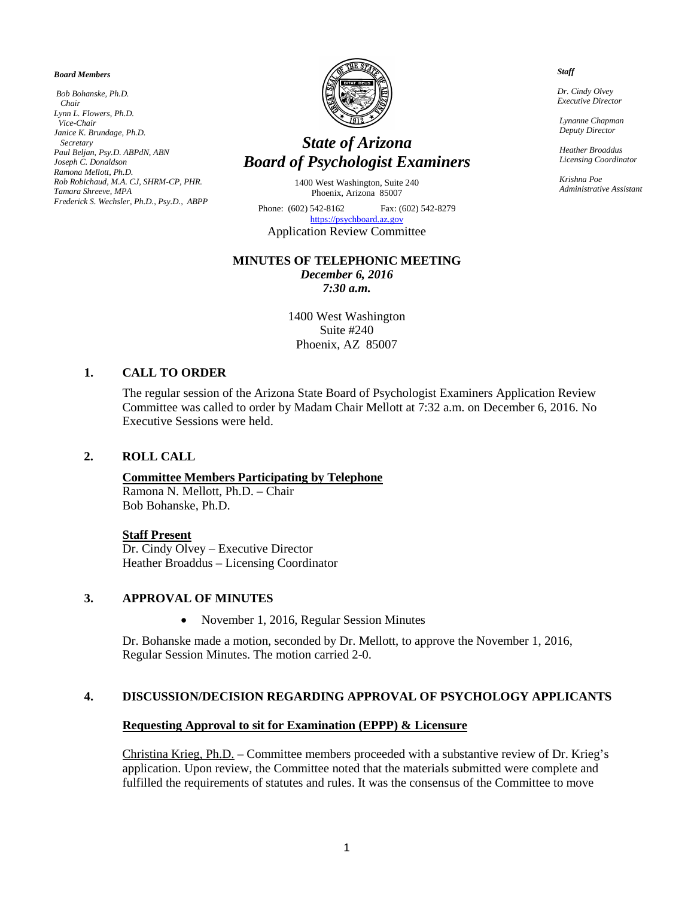*Board Members*

*Bob Bohanske, Ph.D.*
*Chair*
*Lynn L. Flowers, Ph.D.*
*Vice-Chair*
*Janice K. Brundage, Ph.D.*
*Secretary*
*Paul Beljan, Psy.D. ABPdN, ABN*
*Joseph C. Donaldson*
*Ramona Mellott, Ph.D.*
*Rob Robichaud, M.A. CJ, SHRM-CP, PHR.*
*Tamara Shreeve, MPA*
*Frederick S. Wechsler, Ph.D., Psy.D., ABPP*

# *State of Arizona*
# *Board of Psychologist Examiners*

1400 West Washington, Suite 240
Phoenix, Arizona 85007

Phone: (602) 542-8162 Fax: (602) 542-8279
https://psychboard.az.gov

Application Review Committee

*Staff*

*Dr. Cindy Olvey*
*Executive Director*

*Lynanne Chapman*
*Deputy Director*

*Heather Broaddus*
*Licensing Coordinator*

*Krishna Poe*
*Administrative Assistant*

**MINUTES OF TELEPHONIC MEETING**
***December 6, 2016***
***7:30 a.m.***

1400 West Washington
Suite #240
Phoenix, AZ 85007

## 1. CALL TO ORDER

The regular session of the Arizona State Board of Psychologist Examiners Application Review Committee was called to order by Madam Chair Mellott at 7:32 a.m. on December 6, 2016. No Executive Sessions were held.

## 2. ROLL CALL

**Committee Members Participating by Telephone**
Ramona N. Mellott, Ph.D. – Chair
Bob Bohanske, Ph.D.

**Staff Present**
Dr. Cindy Olvey – Executive Director
Heather Broaddus – Licensing Coordinator

## 3. APPROVAL OF MINUTES

- November 1, 2016, Regular Session Minutes

Dr. Bohanske made a motion, seconded by Dr. Mellott, to approve the November 1, 2016, Regular Session Minutes. The motion carried 2-0.

## 4. DISCUSSION/DECISION REGARDING APPROVAL OF PSYCHOLOGY APPLICANTS

**Requesting Approval to sit for Examination (EPPP) & Licensure**

Christina Krieg, Ph.D. – Committee members proceeded with a substantive review of Dr. Krieg's application. Upon review, the Committee noted that the materials submitted were complete and fulfilled the requirements of statutes and rules. It was the consensus of the Committee to move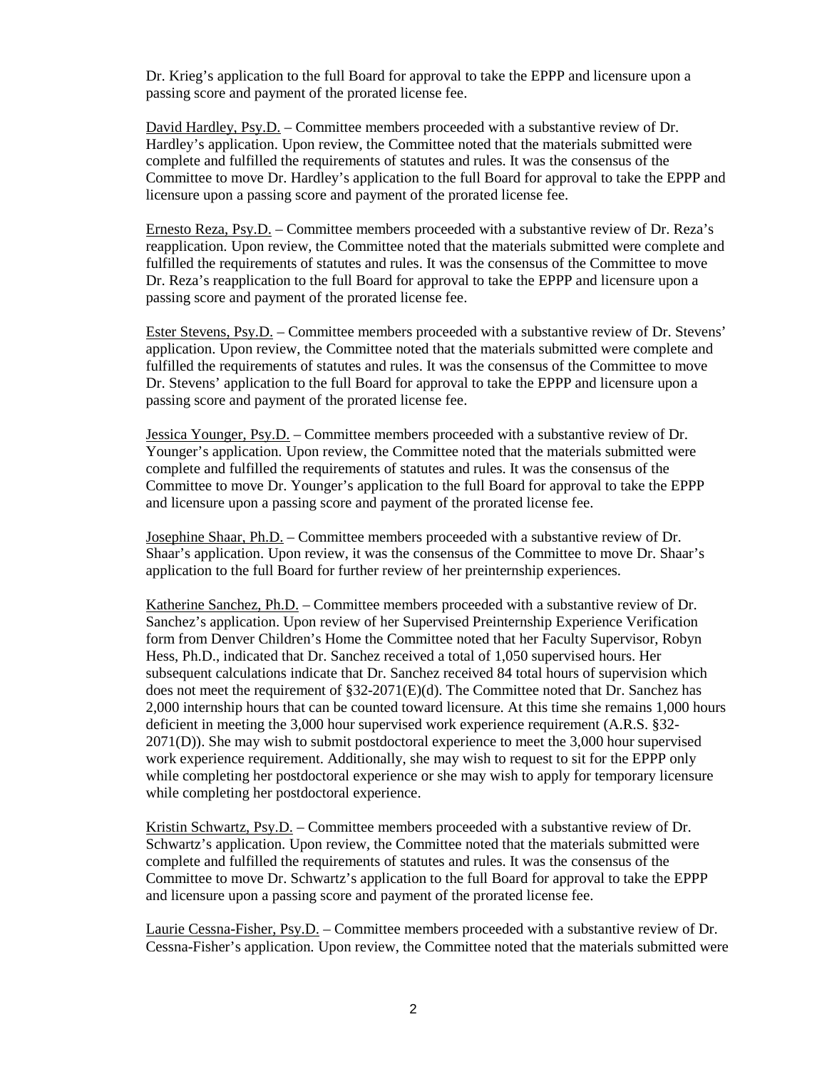Dr. Krieg's application to the full Board for approval to take the EPPP and licensure upon a passing score and payment of the prorated license fee.

David Hardley, Psy.D. – Committee members proceeded with a substantive review of Dr. Hardley's application. Upon review, the Committee noted that the materials submitted were complete and fulfilled the requirements of statutes and rules. It was the consensus of the Committee to move Dr. Hardley's application to the full Board for approval to take the EPPP and licensure upon a passing score and payment of the prorated license fee.

Ernesto Reza, Psy.D. – Committee members proceeded with a substantive review of Dr. Reza's reapplication. Upon review, the Committee noted that the materials submitted were complete and fulfilled the requirements of statutes and rules. It was the consensus of the Committee to move Dr. Reza's reapplication to the full Board for approval to take the EPPP and licensure upon a passing score and payment of the prorated license fee.

Ester Stevens, Psy.D. – Committee members proceeded with a substantive review of Dr. Stevens' application. Upon review, the Committee noted that the materials submitted were complete and fulfilled the requirements of statutes and rules. It was the consensus of the Committee to move Dr. Stevens' application to the full Board for approval to take the EPPP and licensure upon a passing score and payment of the prorated license fee.

Jessica Younger, Psy.D. – Committee members proceeded with a substantive review of Dr. Younger's application. Upon review, the Committee noted that the materials submitted were complete and fulfilled the requirements of statutes and rules. It was the consensus of the Committee to move Dr. Younger's application to the full Board for approval to take the EPPP and licensure upon a passing score and payment of the prorated license fee.

Josephine Shaar, Ph.D. – Committee members proceeded with a substantive review of Dr. Shaar's application. Upon review, it was the consensus of the Committee to move Dr. Shaar's application to the full Board for further review of her preinternship experiences.

Katherine Sanchez, Ph.D. – Committee members proceeded with a substantive review of Dr. Sanchez's application. Upon review of her Supervised Preinternship Experience Verification form from Denver Children's Home the Committee noted that her Faculty Supervisor, Robyn Hess, Ph.D., indicated that Dr. Sanchez received a total of 1,050 supervised hours. Her subsequent calculations indicate that Dr. Sanchez received 84 total hours of supervision which does not meet the requirement of §32-2071(E)(d). The Committee noted that Dr. Sanchez has 2,000 internship hours that can be counted toward licensure. At this time she remains 1,000 hours deficient in meeting the 3,000 hour supervised work experience requirement (A.R.S. §32-2071(D)). She may wish to submit postdoctoral experience to meet the 3,000 hour supervised work experience requirement. Additionally, she may wish to request to sit for the EPPP only while completing her postdoctoral experience or she may wish to apply for temporary licensure while completing her postdoctoral experience.

Kristin Schwartz, Psy.D. – Committee members proceeded with a substantive review of Dr. Schwartz's application. Upon review, the Committee noted that the materials submitted were complete and fulfilled the requirements of statutes and rules. It was the consensus of the Committee to move Dr. Schwartz's application to the full Board for approval to take the EPPP and licensure upon a passing score and payment of the prorated license fee.

Laurie Cessna-Fisher, Psy.D. – Committee members proceeded with a substantive review of Dr. Cessna-Fisher's application. Upon review, the Committee noted that the materials submitted were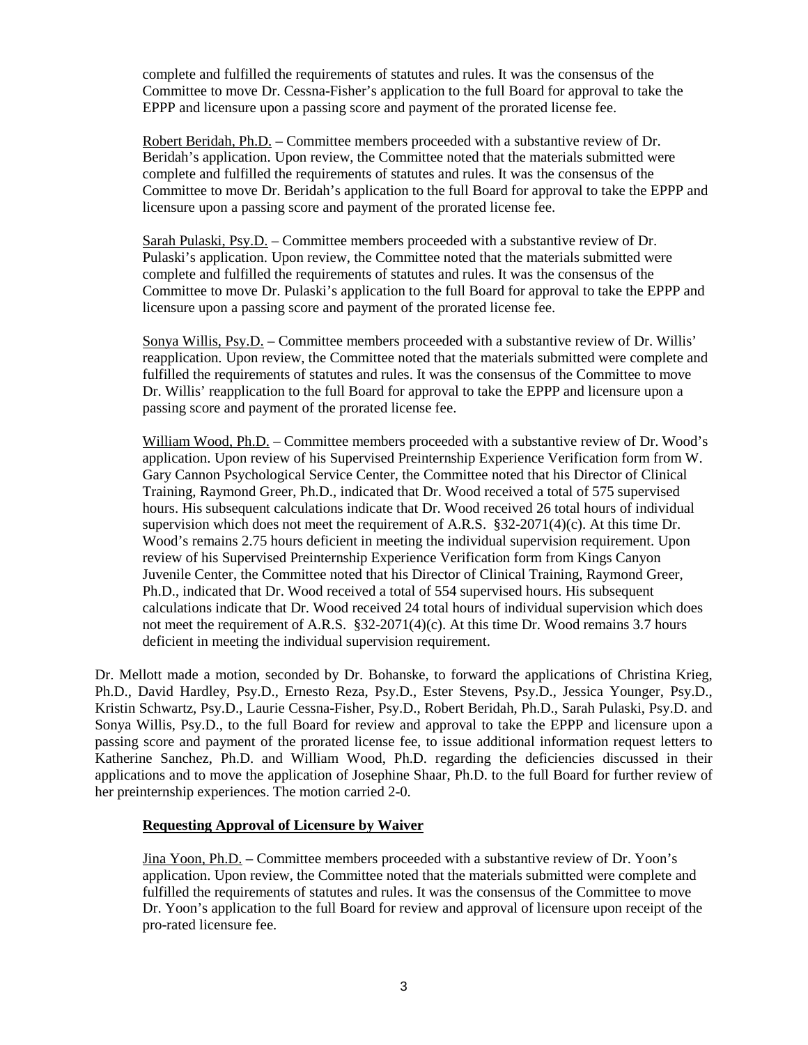complete and fulfilled the requirements of statutes and rules. It was the consensus of the Committee to move Dr. Cessna-Fisher's application to the full Board for approval to take the EPPP and licensure upon a passing score and payment of the prorated license fee.

Robert Beridah, Ph.D. – Committee members proceeded with a substantive review of Dr. Beridah's application. Upon review, the Committee noted that the materials submitted were complete and fulfilled the requirements of statutes and rules. It was the consensus of the Committee to move Dr. Beridah's application to the full Board for approval to take the EPPP and licensure upon a passing score and payment of the prorated license fee.

Sarah Pulaski, Psy.D. – Committee members proceeded with a substantive review of Dr. Pulaski's application. Upon review, the Committee noted that the materials submitted were complete and fulfilled the requirements of statutes and rules. It was the consensus of the Committee to move Dr. Pulaski's application to the full Board for approval to take the EPPP and licensure upon a passing score and payment of the prorated license fee.

Sonya Willis, Psy.D. – Committee members proceeded with a substantive review of Dr. Willis' reapplication. Upon review, the Committee noted that the materials submitted were complete and fulfilled the requirements of statutes and rules. It was the consensus of the Committee to move Dr. Willis' reapplication to the full Board for approval to take the EPPP and licensure upon a passing score and payment of the prorated license fee.

William Wood, Ph.D. – Committee members proceeded with a substantive review of Dr. Wood's application. Upon review of his Supervised Preinternship Experience Verification form from W. Gary Cannon Psychological Service Center, the Committee noted that his Director of Clinical Training, Raymond Greer, Ph.D., indicated that Dr. Wood received a total of 575 supervised hours. His subsequent calculations indicate that Dr. Wood received 26 total hours of individual supervision which does not meet the requirement of A.R.S. §32-2071(4)(c). At this time Dr. Wood's remains 2.75 hours deficient in meeting the individual supervision requirement. Upon review of his Supervised Preinternship Experience Verification form from Kings Canyon Juvenile Center, the Committee noted that his Director of Clinical Training, Raymond Greer, Ph.D., indicated that Dr. Wood received a total of 554 supervised hours. His subsequent calculations indicate that Dr. Wood received 24 total hours of individual supervision which does not meet the requirement of A.R.S. §32-2071(4)(c). At this time Dr. Wood remains 3.7 hours deficient in meeting the individual supervision requirement.

Dr. Mellott made a motion, seconded by Dr. Bohanske, to forward the applications of Christina Krieg, Ph.D., David Hardley, Psy.D., Ernesto Reza, Psy.D., Ester Stevens, Psy.D., Jessica Younger, Psy.D., Kristin Schwartz, Psy.D., Laurie Cessna-Fisher, Psy.D., Robert Beridah, Ph.D., Sarah Pulaski, Psy.D. and Sonya Willis, Psy.D., to the full Board for review and approval to take the EPPP and licensure upon a passing score and payment of the prorated license fee, to issue additional information request letters to Katherine Sanchez, Ph.D. and William Wood, Ph.D. regarding the deficiencies discussed in their applications and to move the application of Josephine Shaar, Ph.D. to the full Board for further review of her preinternship experiences. The motion carried 2-0.

**Requesting Approval of Licensure by Waiver**

Jina Yoon, Ph.D. **–** Committee members proceeded with a substantive review of Dr. Yoon's application. Upon review, the Committee noted that the materials submitted were complete and fulfilled the requirements of statutes and rules. It was the consensus of the Committee to move Dr. Yoon's application to the full Board for review and approval of licensure upon receipt of the pro-rated licensure fee.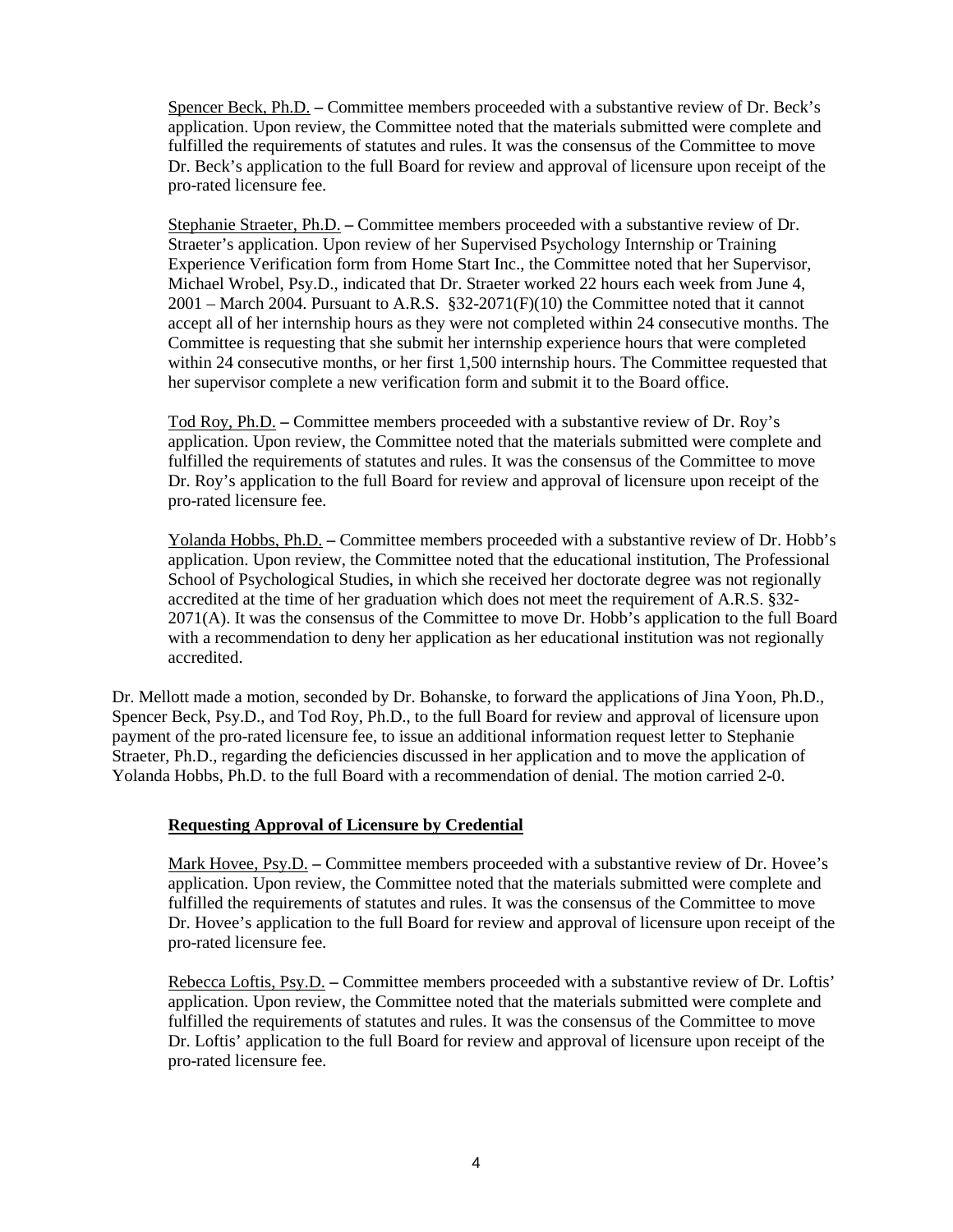Spencer Beck, Ph.D. – Committee members proceeded with a substantive review of Dr. Beck's application. Upon review, the Committee noted that the materials submitted were complete and fulfilled the requirements of statutes and rules. It was the consensus of the Committee to move Dr. Beck's application to the full Board for review and approval of licensure upon receipt of the pro-rated licensure fee.

Stephanie Straeter, Ph.D. – Committee members proceeded with a substantive review of Dr. Straeter's application. Upon review of her Supervised Psychology Internship or Training Experience Verification form from Home Start Inc., the Committee noted that her Supervisor, Michael Wrobel, Psy.D., indicated that Dr. Straeter worked 22 hours each week from June 4, 2001 – March 2004. Pursuant to A.R.S. §32-2071(F)(10) the Committee noted that it cannot accept all of her internship hours as they were not completed within 24 consecutive months. The Committee is requesting that she submit her internship experience hours that were completed within 24 consecutive months, or her first 1,500 internship hours. The Committee requested that her supervisor complete a new verification form and submit it to the Board office.

Tod Roy, Ph.D. – Committee members proceeded with a substantive review of Dr. Roy's application. Upon review, the Committee noted that the materials submitted were complete and fulfilled the requirements of statutes and rules. It was the consensus of the Committee to move Dr. Roy's application to the full Board for review and approval of licensure upon receipt of the pro-rated licensure fee.

Yolanda Hobbs, Ph.D. – Committee members proceeded with a substantive review of Dr. Hobb's application. Upon review, the Committee noted that the educational institution, The Professional School of Psychological Studies, in which she received her doctorate degree was not regionally accredited at the time of her graduation which does not meet the requirement of A.R.S. §32-2071(A). It was the consensus of the Committee to move Dr. Hobb's application to the full Board with a recommendation to deny her application as her educational institution was not regionally accredited.

Dr. Mellott made a motion, seconded by Dr. Bohanske, to forward the applications of Jina Yoon, Ph.D., Spencer Beck, Psy.D., and Tod Roy, Ph.D., to the full Board for review and approval of licensure upon payment of the pro-rated licensure fee, to issue an additional information request letter to Stephanie Straeter, Ph.D., regarding the deficiencies discussed in her application and to move the application of Yolanda Hobbs, Ph.D. to the full Board with a recommendation of denial. The motion carried 2-0.

**Requesting Approval of Licensure by Credential**

Mark Hovee, Psy.D. – Committee members proceeded with a substantive review of Dr. Hovee's application. Upon review, the Committee noted that the materials submitted were complete and fulfilled the requirements of statutes and rules. It was the consensus of the Committee to move Dr. Hovee's application to the full Board for review and approval of licensure upon receipt of the pro-rated licensure fee.

Rebecca Loftis, Psy.D. – Committee members proceeded with a substantive review of Dr. Loftis' application. Upon review, the Committee noted that the materials submitted were complete and fulfilled the requirements of statutes and rules. It was the consensus of the Committee to move Dr. Loftis' application to the full Board for review and approval of licensure upon receipt of the pro-rated licensure fee.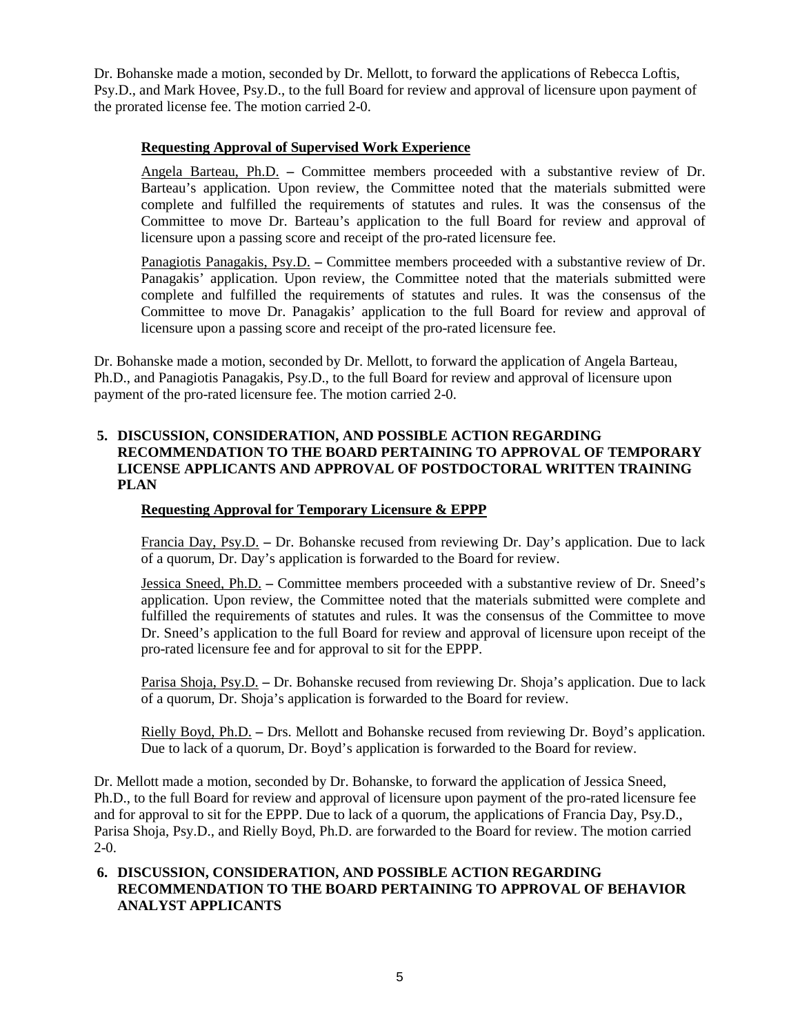Dr. Bohanske made a motion, seconded by Dr. Mellott, to forward the applications of Rebecca Loftis, Psy.D., and Mark Hovee, Psy.D., to the full Board for review and approval of licensure upon payment of the prorated license fee. The motion carried 2-0.

**Requesting Approval of Supervised Work Experience**

Angela Barteau, Ph.D. – Committee members proceeded with a substantive review of Dr. Barteau's application. Upon review, the Committee noted that the materials submitted were complete and fulfilled the requirements of statutes and rules. It was the consensus of the Committee to move Dr. Barteau's application to the full Board for review and approval of licensure upon a passing score and receipt of the pro-rated licensure fee.

Panagiotis Panagakis, Psy.D. – Committee members proceeded with a substantive review of Dr. Panagakis' application. Upon review, the Committee noted that the materials submitted were complete and fulfilled the requirements of statutes and rules. It was the consensus of the Committee to move Dr. Panagakis' application to the full Board for review and approval of licensure upon a passing score and receipt of the pro-rated licensure fee.

Dr. Bohanske made a motion, seconded by Dr. Mellott, to forward the application of Angela Barteau, Ph.D., and Panagiotis Panagakis, Psy.D., to the full Board for review and approval of licensure upon payment of the pro-rated licensure fee. The motion carried 2-0.

**5. DISCUSSION, CONSIDERATION, AND POSSIBLE ACTION REGARDING RECOMMENDATION TO THE BOARD PERTAINING TO APPROVAL OF TEMPORARY LICENSE APPLICANTS AND APPROVAL OF POSTDOCTORAL WRITTEN TRAINING PLAN**

**Requesting Approval for Temporary Licensure & EPPP**

Francia Day, Psy.D. – Dr. Bohanske recused from reviewing Dr. Day's application. Due to lack of a quorum, Dr. Day's application is forwarded to the Board for review.

Jessica Sneed, Ph.D. – Committee members proceeded with a substantive review of Dr. Sneed's application. Upon review, the Committee noted that the materials submitted were complete and fulfilled the requirements of statutes and rules. It was the consensus of the Committee to move Dr. Sneed's application to the full Board for review and approval of licensure upon receipt of the pro-rated licensure fee and for approval to sit for the EPPP.

Parisa Shoja, Psy.D. – Dr. Bohanske recused from reviewing Dr. Shoja's application. Due to lack of a quorum, Dr. Shoja's application is forwarded to the Board for review.

Rielly Boyd, Ph.D. – Drs. Mellott and Bohanske recused from reviewing Dr. Boyd's application. Due to lack of a quorum, Dr. Boyd's application is forwarded to the Board for review.

Dr. Mellott made a motion, seconded by Dr. Bohanske, to forward the application of Jessica Sneed, Ph.D., to the full Board for review and approval of licensure upon payment of the pro-rated licensure fee and for approval to sit for the EPPP. Due to lack of a quorum, the applications of Francia Day, Psy.D., Parisa Shoja, Psy.D., and Rielly Boyd, Ph.D. are forwarded to the Board for review. The motion carried 2-0.

**6. DISCUSSION, CONSIDERATION, AND POSSIBLE ACTION REGARDING RECOMMENDATION TO THE BOARD PERTAINING TO APPROVAL OF BEHAVIOR ANALYST APPLICANTS**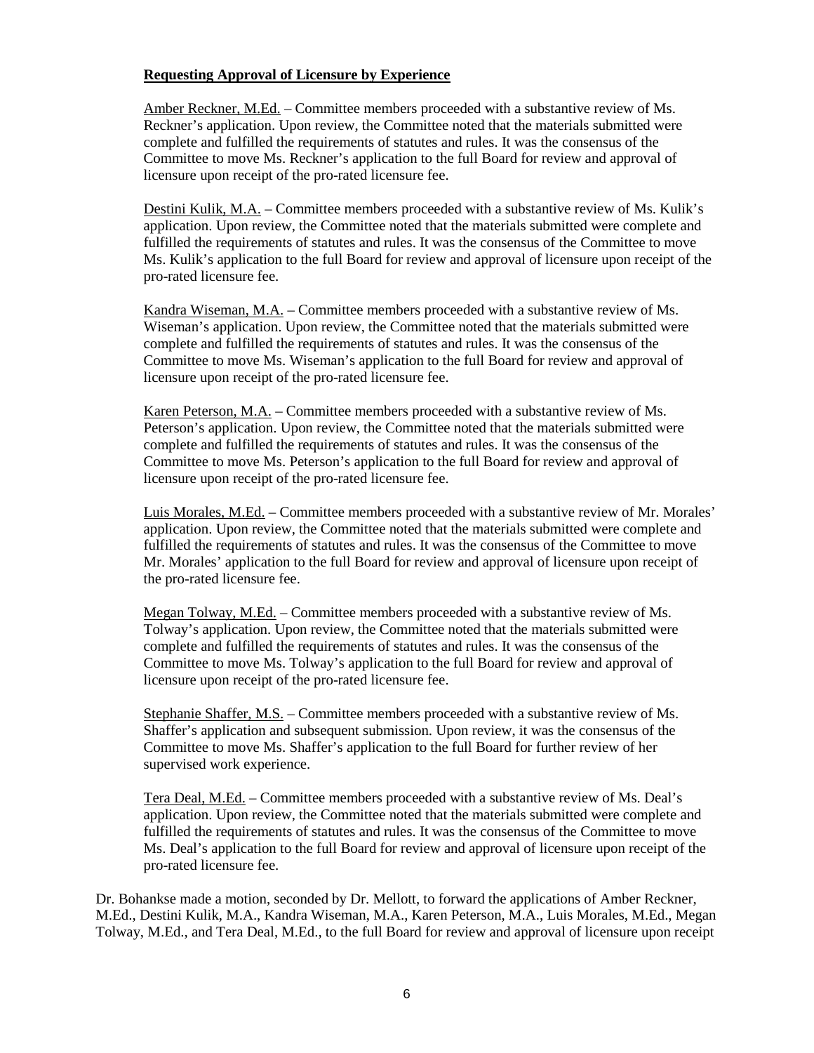**Requesting Approval of Licensure by Experience**

Amber Reckner, M.Ed. – Committee members proceeded with a substantive review of Ms. Reckner's application. Upon review, the Committee noted that the materials submitted were complete and fulfilled the requirements of statutes and rules. It was the consensus of the Committee to move Ms. Reckner's application to the full Board for review and approval of licensure upon receipt of the pro-rated licensure fee.

Destini Kulik, M.A. – Committee members proceeded with a substantive review of Ms. Kulik's application. Upon review, the Committee noted that the materials submitted were complete and fulfilled the requirements of statutes and rules. It was the consensus of the Committee to move Ms. Kulik's application to the full Board for review and approval of licensure upon receipt of the pro-rated licensure fee.

Kandra Wiseman, M.A. – Committee members proceeded with a substantive review of Ms. Wiseman's application. Upon review, the Committee noted that the materials submitted were complete and fulfilled the requirements of statutes and rules. It was the consensus of the Committee to move Ms. Wiseman's application to the full Board for review and approval of licensure upon receipt of the pro-rated licensure fee.

Karen Peterson, M.A. – Committee members proceeded with a substantive review of Ms. Peterson's application. Upon review, the Committee noted that the materials submitted were complete and fulfilled the requirements of statutes and rules. It was the consensus of the Committee to move Ms. Peterson's application to the full Board for review and approval of licensure upon receipt of the pro-rated licensure fee.

Luis Morales, M.Ed. – Committee members proceeded with a substantive review of Mr. Morales' application. Upon review, the Committee noted that the materials submitted were complete and fulfilled the requirements of statutes and rules. It was the consensus of the Committee to move Mr. Morales' application to the full Board for review and approval of licensure upon receipt of the pro-rated licensure fee.

Megan Tolway, M.Ed. – Committee members proceeded with a substantive review of Ms. Tolway's application. Upon review, the Committee noted that the materials submitted were complete and fulfilled the requirements of statutes and rules. It was the consensus of the Committee to move Ms. Tolway's application to the full Board for review and approval of licensure upon receipt of the pro-rated licensure fee.

Stephanie Shaffer, M.S. – Committee members proceeded with a substantive review of Ms. Shaffer's application and subsequent submission. Upon review, it was the consensus of the Committee to move Ms. Shaffer's application to the full Board for further review of her supervised work experience.

Tera Deal, M.Ed. – Committee members proceeded with a substantive review of Ms. Deal's application. Upon review, the Committee noted that the materials submitted were complete and fulfilled the requirements of statutes and rules. It was the consensus of the Committee to move Ms. Deal's application to the full Board for review and approval of licensure upon receipt of the pro-rated licensure fee.

Dr. Bohankse made a motion, seconded by Dr. Mellott, to forward the applications of Amber Reckner, M.Ed., Destini Kulik, M.A., Kandra Wiseman, M.A., Karen Peterson, M.A., Luis Morales, M.Ed., Megan Tolway, M.Ed., and Tera Deal, M.Ed., to the full Board for review and approval of licensure upon receipt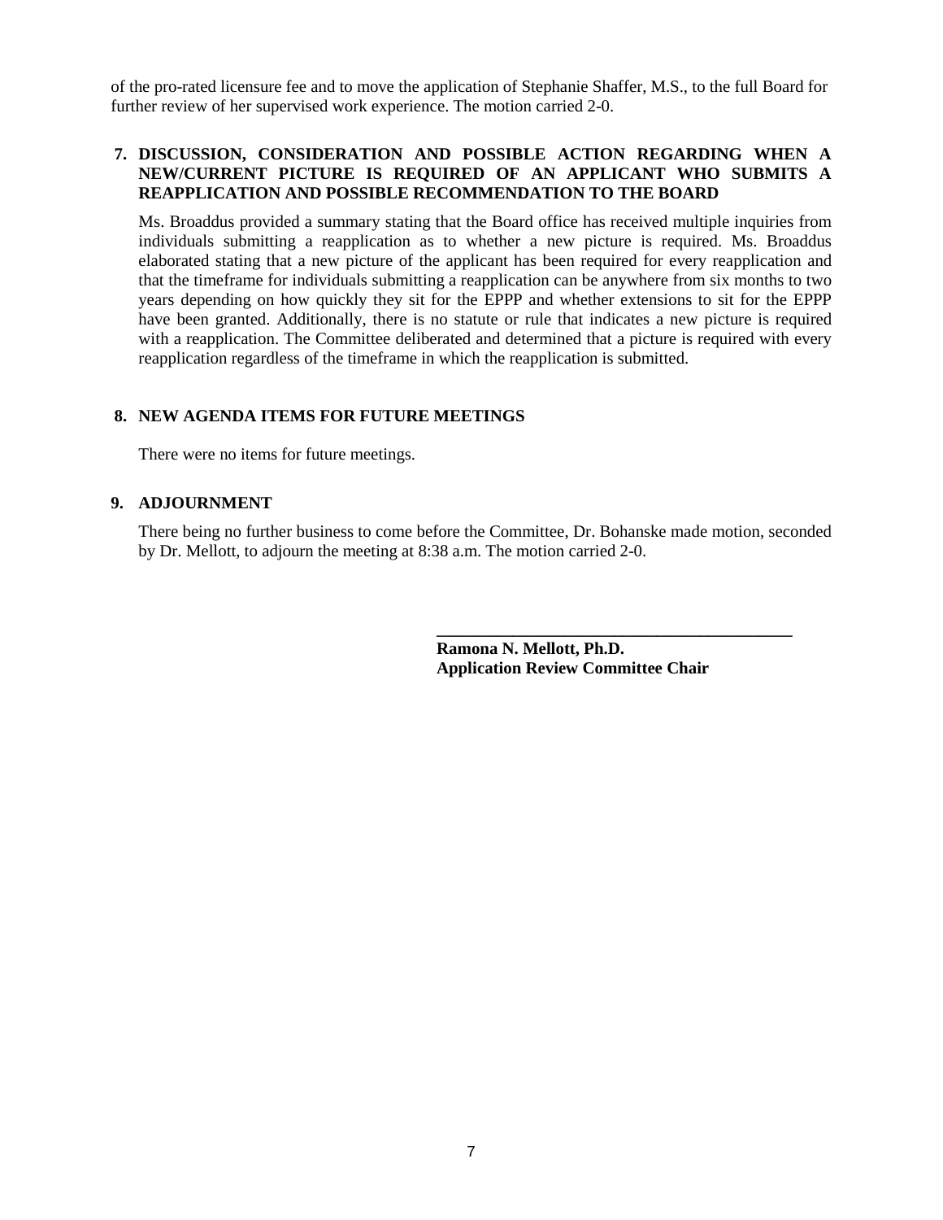of the pro-rated licensure fee and to move the application of Stephanie Shaffer, M.S., to the full Board for further review of her supervised work experience. The motion carried 2-0.

**7. DISCUSSION, CONSIDERATION AND POSSIBLE ACTION REGARDING WHEN A NEW/CURRENT PICTURE IS REQUIRED OF AN APPLICANT WHO SUBMITS A REAPPLICATION AND POSSIBLE RECOMMENDATION TO THE BOARD**

Ms. Broaddus provided a summary stating that the Board office has received multiple inquiries from individuals submitting a reapplication as to whether a new picture is required. Ms. Broaddus elaborated stating that a new picture of the applicant has been required for every reapplication and that the timeframe for individuals submitting a reapplication can be anywhere from six months to two years depending on how quickly they sit for the EPPP and whether extensions to sit for the EPPP have been granted. Additionally, there is no statute or rule that indicates a new picture is required with a reapplication. The Committee deliberated and determined that a picture is required with every reapplication regardless of the timeframe in which the reapplication is submitted.

**8. NEW AGENDA ITEMS FOR FUTURE MEETINGS**

There were no items for future meetings.

**9. ADJOURNMENT**

There being no further business to come before the Committee, Dr. Bohanske made motion, seconded by Dr. Mellott, to adjourn the meeting at 8:38 a.m. The motion carried 2-0.

\_\_\_\_\_\_\_\_\_\_\_\_\_\_\_\_\_\_\_\_\_\_\_\_\_\_\_\_\_\_\_\_\_\_\_\_\_\_\_\_

**Ramona N. Mellott, Ph.D.**
**Application Review Committee Chair**